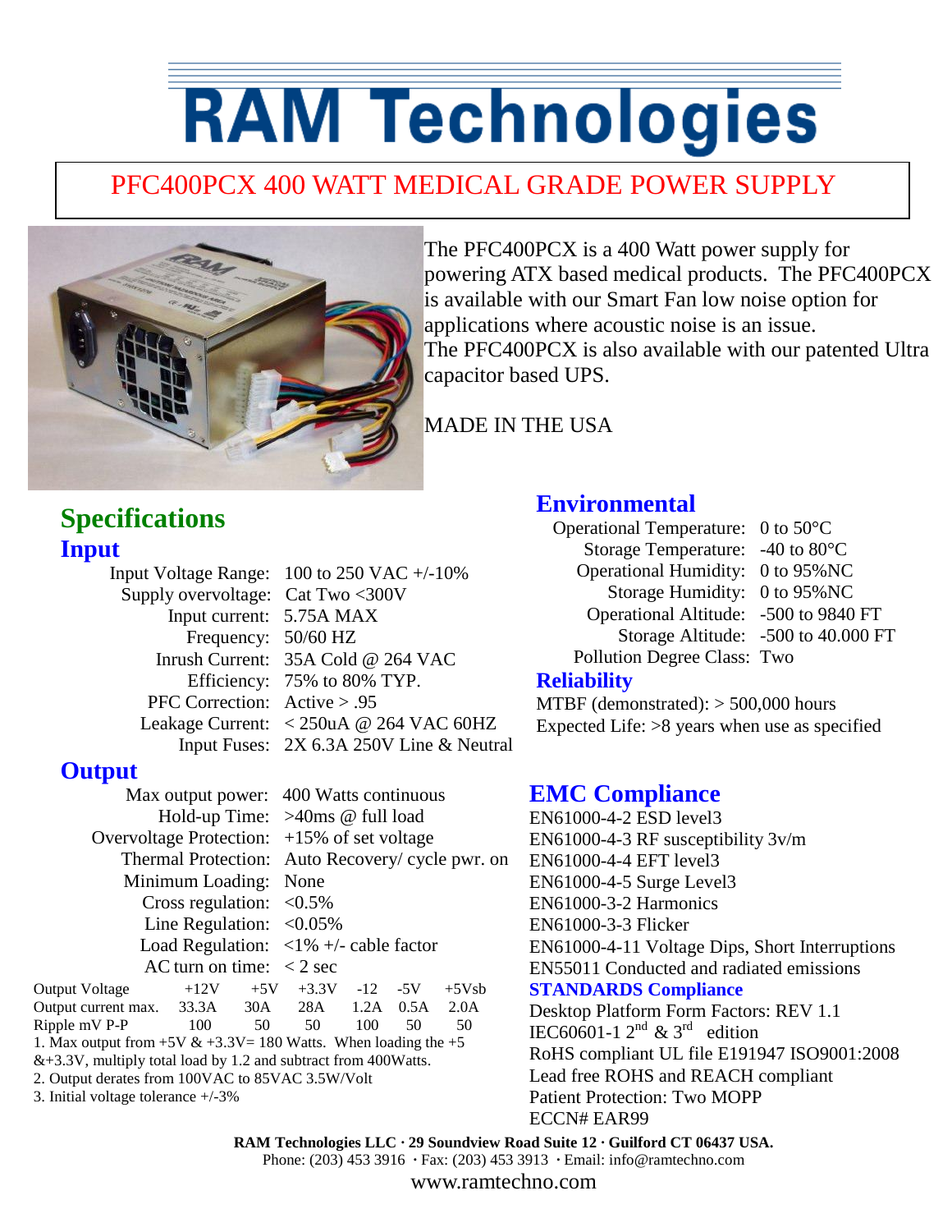# RAM Technologies

## PFC400PCX 400 WATT MEDICAL GRADE POWER SUPPLY

The PFC400PCX is a 400 Watt power supply for powering ATX based medical products. The PFC400PCX is available with our Smart Fan low noise option for applications where acoustic noise is an issue.
The PFC400PCX is also available with our patented Ultra capacitor based UPS.

MADE IN THE USA

## Specifications

### Input

| | |
|---|---|
| Input Voltage Range: | 100 to 250 VAC +/-10% |
| Supply overvoltage: | Cat Two <300V |
| Input current: | 5.75A MAX |
| Frequency: | 50/60 HZ |
| Inrush Current: | 35A Cold @ 264 VAC |
| Efficiency: | 75% to 80% TYP. |
| PFC Correction: | Active > .95 |
| Leakage Current: | < 250uA @ 264 VAC 60HZ |
| Input Fuses: | 2X 6.3A 250V Line & Neutral |

### Output

| | |
|---|---|
| Max output power: | 400 Watts continuous |
| Hold-up Time: | >40ms @ full load |
| Overvoltage Protection: | +15% of set voltage |
| Thermal Protection: | Auto Recovery/ cycle pwr. on |
| Minimum Loading: | None |
| Cross regulation: | <0.5% |
| Line Regulation: | <0.05% |
| Load Regulation: | <1% +/- cable factor |
| AC turn on time: | < 2 sec |

| Output Voltage | +12V | +5V | +3.3V | -12 | -5V | +5Vsb |
|---|---|---|---|---|---|---|
| Output current max. | 33.3A | 30A | 28A | 1.2A | 0.5A | 2.0A |
| Ripple mV P-P | 100 | 50 | 50 | 100 | 50 | 50 |

1. Max output from +5V & +3.3V= 180 Watts. When loading the +5 &+3.3V, multiply total load by 1.2 and subtract from 400Watts.
2. Output derates from 100VAC to 85VAC 3.5W/Volt
3. Initial voltage tolerance +/-3%

## Environmental

| | |
|---|---|
| Operational Temperature: | 0 to 50°C |
| Storage Temperature: | -40 to 80°C |
| Operational Humidity: | 0 to 95%NC |
| Storage Humidity: | 0 to 95%NC |
| Operational Altitude: | -500 to 9840 FT |
| Storage Altitude: | -500 to 40.000 FT |
| Pollution Degree Class: | Two |

### Reliability

MTBF (demonstrated): > 500,000 hours
Expected Life: >8 years when use as specified

## EMC Compliance

EN61000-4-2 ESD level3
EN61000-4-3 RF susceptibility 3v/m
EN61000-4-4 EFT level3
EN61000-4-5 Surge Level3
EN61000-3-2 Harmonics
EN61000-3-3 Flicker
EN61000-4-11 Voltage Dips, Short Interruptions
EN55011 Conducted and radiated emissions

### STANDARDS Compliance

Desktop Platform Form Factors: REV 1.1
IEC60601-1 2nd & 3rd edition
RoHS compliant UL file E191947 ISO9001:2008
Lead free ROHS and REACH compliant
Patient Protection: Two MOPP
ECCN# EAR99

**RAM Technologies LLC · 29 Soundview Road Suite 12 · Guilford CT 06437 USA.**
Phone: (203) 453 3916 · Fax: (203) 453 3913 · Email: info@ramtechno.com
www.ramtechno.com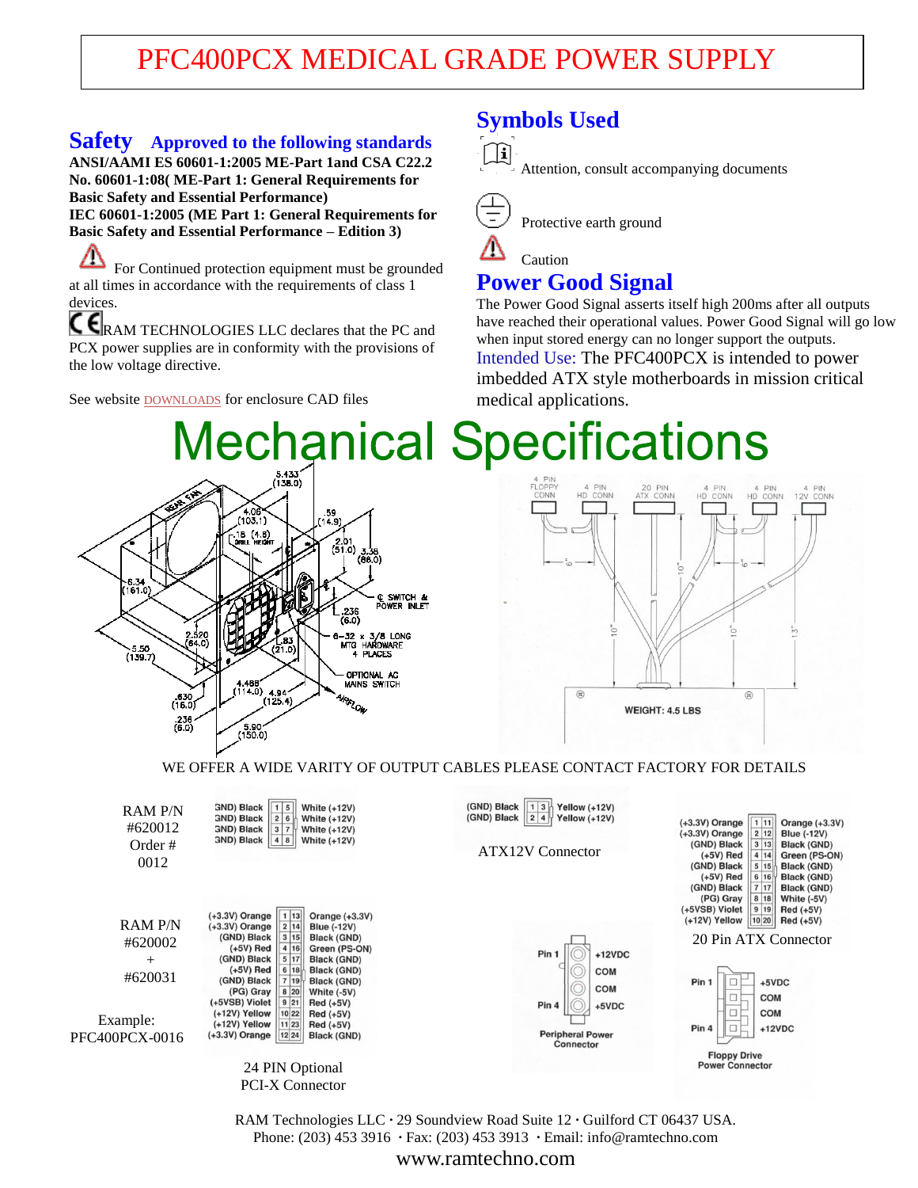# PFC400PCX MEDICAL GRADE POWER SUPPLY

## Safety Approved to the following standards

**ANSI/AAMI ES 60601-1:2005 ME-Part 1and CSA C22.2 No. 60601-1:08( ME-Part 1: General Requirements for Basic Safety and Essential Performance)**
**IEC 60601-1:2005 (ME Part 1: General Requirements for Basic Safety and Essential Performance – Edition 3)**

For Continued protection equipment must be grounded at all times in accordance with the requirements of class 1 devices.

CE RAM TECHNOLOGIES LLC declares that the PC and PCX power supplies are in conformity with the provisions of the low voltage directive.

See website DOWNLOADS for enclosure CAD files

## Symbols Used

Attention, consult accompanying documents

Protective earth ground

Caution

## Power Good Signal

The Power Good Signal asserts itself high 200ms after all outputs have reached their operational values. Power Good Signal will go low when input stored energy can no longer support the outputs.

Intended Use: The PFC400PCX is intended to power imbedded ATX style motherboards in mission critical medical applications.

# Mechanical Specifications

5.433 (138.0)
4.06 (103.1)
.59 (14.9)
.18 (4.6) GRILL HEIGHT
2.01 (51.0)
3.38 (86.0)
6.34 (161.0)
℄ SWITCH & POWER INLET
.236 (6.0)
2.520 (64.0)
.83 (21.0)
6-32 x 3/8 LONG MTG HARDWARE 4 PLACES
5.50 (139.7)
OPTIONAL AC MAINS SWITCH
4.488 (114.0)
4.94 (125.4)
AIRFLOW
.630 (16.0)
.236 (6.0)
5.90 (150.0)
REAR FAN

4 PIN FLOPPY CONN
4 PIN HD CONN
20 PIN ATX CONN
4 PIN HD CONN
4 PIN HD CONN
4 PIN 12V CONN
6"
10"
6"
10"
10"
13"
WEIGHT: 4.5 LBS

WE OFFER A WIDE VARITY OF OUTPUT CABLES PLEASE CONTACT FACTORY FOR DETAILS

RAM P/N #620012 Order # 0012

| | | | |
|---|---|---|---|
| (GND) Black | 1 | 5 | White (+12V) |
| (GND) Black | 2 | 6 | White (+12V) |
| (GND) Black | 3 | 7 | White (+12V) |
| (GND) Black | 4 | 8 | White (+12V) |

ATX12V Connector

| | | | |
|---|---|---|---|
| (GND) Black | 1 | 3 | Yellow (+12V) |
| (GND) Black | 2 | 4 | Yellow (+12V) |

20 Pin ATX Connector

| | | | |
|---|---|---|---|
| (+3.3V) Orange | 1 | 11 | Orange (+3.3V) |
| (+3.3V) Orange | 2 | 12 | Blue (-12V) |
| (GND) Black | 3 | 13 | Black (GND) |
| (+5V) Red | 4 | 14 | Green (PS-ON) |
| (GND) Black | 5 | 15 | Black (GND) |
| (+5V) Red | 6 | 16 | Black (GND) |
| (GND) Black | 7 | 17 | Black (GND) |
| (PG) Gray | 8 | 18 | White (-5V) |
| (+5VSB) Violet | 9 | 19 | Red (+5V) |
| (+12V) Yellow | 10 | 20 | Red (+5V) |

RAM P/N #620002 + #620031

Example: PFC400PCX-0016

24 PIN Optional PCI-X Connector

| | | | |
|---|---|---|---|
| (+3.3V) Orange | 1 | 13 | Orange (+3.3V) |
| (+3.3V) Orange | 2 | 14 | Blue (-12V) |
| (GND) Black | 3 | 15 | Black (GND) |
| (+5V) Red | 4 | 16 | Green (PS-ON) |
| (GND) Black | 5 | 17 | Black (GND) |
| (+5V) Red | 6 | 18 | Black (GND) |
| (GND) Black | 7 | 19 | Black (GND) |
| (PG) Gray | 8 | 20 | White (-5V) |
| (+5VSB) Violet | 9 | 21 | Red (+5V) |
| (+12V) Yellow | 10 | 22 | Red (+5V) |
| (+12V) Yellow | 11 | 23 | Red (+5V) |
| (+3.3V) Orange | 12 | 24 | Black (GND) |

Peripheral Power Connector

Pin 1 +12VDC
COM
COM
Pin 4 +5VDC

Floppy Drive Power Connector

Pin 1 +5VDC
COM
COM
Pin 4 +12VDC

RAM Technologies LLC · 29 Soundview Road Suite 12 · Guilford CT 06437 USA.
Phone: (203) 453 3916 · Fax: (203) 453 3913 · Email: info@ramtechno.com
www.ramtechno.com